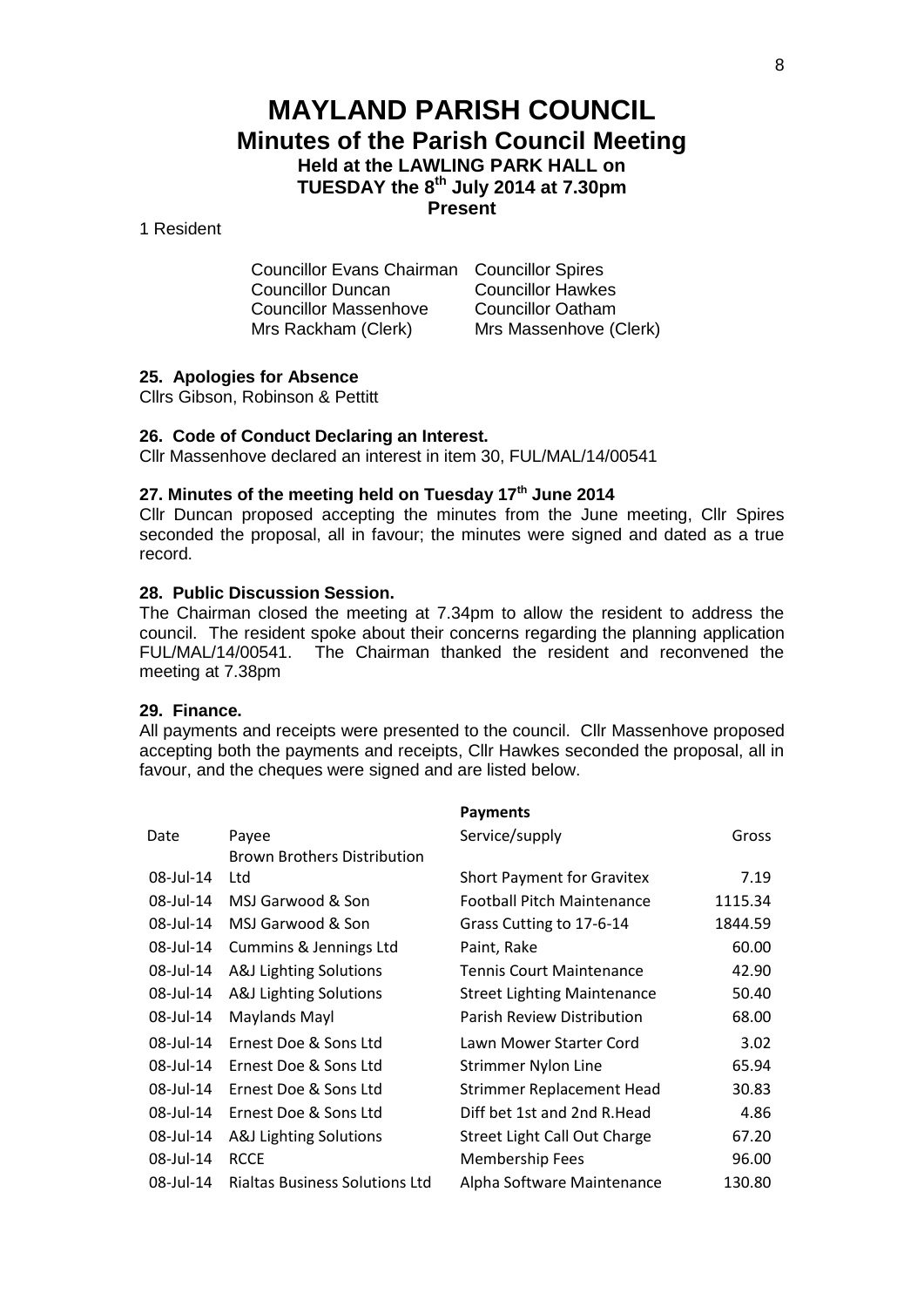# MAYLAND PARISH COUNCIL

## Minutes of the Parish Council Meeting

### Held at the LAWLING PARK HALL on TUESDAY the 8th July 2014 at 7.30pm

**Present**

1 Resident

| | |
|---|---|
| Councillor Evans Chairman | Councillor Spires |
| Councillor Duncan | Councillor Hawkes |
| Councillor Massenhove | Councillor Oatham |
| Mrs Rackham (Clerk) | Mrs Massenhove (Clerk) |

**25. Apologies for Absence**

Cllrs Gibson, Robinson & Pettitt

**26. Code of Conduct Declaring an Interest.**

Cllr Massenhove declared an interest in item 30, FUL/MAL/14/00541

**27. Minutes of the meeting held on Tuesday 17th June 2014**

Cllr Duncan proposed accepting the minutes from the June meeting, Cllr Spires seconded the proposal, all in favour; the minutes were signed and dated as a true record.

**28. Public Discussion Session.**

The Chairman closed the meeting at 7.34pm to allow the resident to address the council. The resident spoke about their concerns regarding the planning application FUL/MAL/14/00541. The Chairman thanked the resident and reconvened the meeting at 7.38pm

**29. Finance.**

All payments and receipts were presented to the council. Cllr Massenhove proposed accepting both the payments and receipts, Cllr Hawkes seconded the proposal, all in favour, and the cheques were signed and are listed below.

**Payments**

| Date | Payee | Service/supply | Gross |
|---|---|---|---|
| 08-Jul-14 | Brown Brothers Distribution Ltd | Short Payment for Gravitex | 7.19 |
| 08-Jul-14 | MSJ Garwood & Son | Football Pitch Maintenance | 1115.34 |
| 08-Jul-14 | MSJ Garwood & Son | Grass Cutting to 17-6-14 | 1844.59 |
| 08-Jul-14 | Cummins & Jennings Ltd | Paint, Rake | 60.00 |
| 08-Jul-14 | A&J Lighting Solutions | Tennis Court Maintenance | 42.90 |
| 08-Jul-14 | A&J Lighting Solutions | Street Lighting Maintenance | 50.40 |
| 08-Jul-14 | Maylands Mayl | Parish Review Distribution | 68.00 |
| 08-Jul-14 | Ernest Doe & Sons Ltd | Lawn Mower Starter Cord | 3.02 |
| 08-Jul-14 | Ernest Doe & Sons Ltd | Strimmer Nylon Line | 65.94 |
| 08-Jul-14 | Ernest Doe & Sons Ltd | Strimmer Replacement Head | 30.83 |
| 08-Jul-14 | Ernest Doe & Sons Ltd | Diff bet 1st and 2nd R.Head | 4.86 |
| 08-Jul-14 | A&J Lighting Solutions | Street Light Call Out Charge | 67.20 |
| 08-Jul-14 | RCCE | Membership Fees | 96.00 |
| 08-Jul-14 | Rialtas Business Solutions Ltd | Alpha Software Maintenance | 130.80 |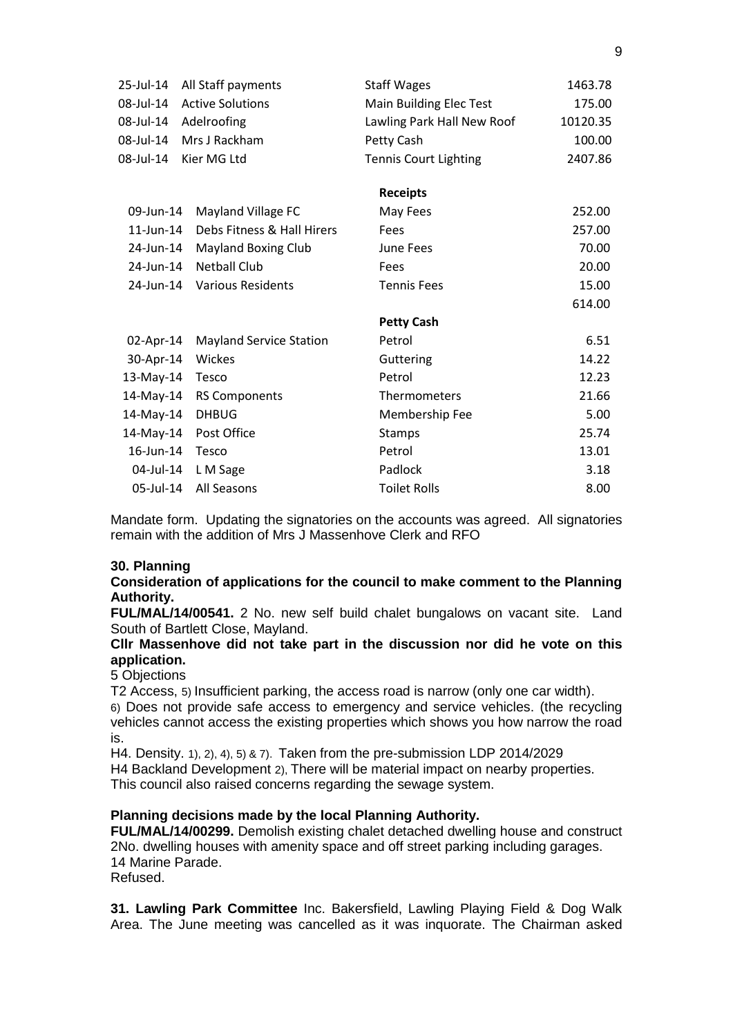| | | | |
|---|---|---|---|
| 25-Jul-14 | All Staff payments | Staff Wages | 1463.78 |
| 08-Jul-14 | Active Solutions | Main Building Elec Test | 175.00 |
| 08-Jul-14 | Adelroofing | Lawling Park Hall New Roof | 10120.35 |
| 08-Jul-14 | Mrs J Rackham | Petty Cash | 100.00 |
| 08-Jul-14 | Kier MG Ltd | Tennis Court Lighting | 2407.86 |

| | | **Receipts** | |
|---|---|---|---|
| 09-Jun-14 | Mayland Village FC | May Fees | 252.00 |
| 11-Jun-14 | Debs Fitness & Hall Hirers | Fees | 257.00 |
| 24-Jun-14 | Mayland Boxing Club | June Fees | 70.00 |
| 24-Jun-14 | Netball Club | Fees | 20.00 |
| 24-Jun-14 | Various Residents | Tennis Fees | 15.00 |
| | | | 614.00 |

| | | **Petty Cash** | |
|---|---|---|---|
| 02-Apr-14 | Mayland Service Station | Petrol | 6.51 |
| 30-Apr-14 | Wickes | Guttering | 14.22 |
| 13-May-14 | Tesco | Petrol | 12.23 |
| 14-May-14 | RS Components | Thermometers | 21.66 |
| 14-May-14 | DHBUG | Membership Fee | 5.00 |
| 14-May-14 | Post Office | Stamps | 25.74 |
| 16-Jun-14 | Tesco | Petrol | 13.01 |
| 04-Jul-14 | L M Sage | Padlock | 3.18 |
| 05-Jul-14 | All Seasons | Toilet Rolls | 8.00 |

Mandate form. Updating the signatories on the accounts was agreed. All signatories remain with the addition of Mrs J Massenhove Clerk and RFO

**30. Planning**

**Consideration of applications for the council to make comment to the Planning Authority.**

**FUL/MAL/14/00541.** 2 No. new self build chalet bungalows on vacant site. Land South of Bartlett Close, Mayland.

**Cllr Massenhove did not take part in the discussion nor did he vote on this application.**

5 Objections

T2 Access, 5) Insufficient parking, the access road is narrow (only one car width).

6) Does not provide safe access to emergency and service vehicles. (the recycling vehicles cannot access the existing properties which shows you how narrow the road is.

H4. Density. 1), 2), 4), 5) & 7). Taken from the pre-submission LDP 2014/2029

H4 Backland Development 2), There will be material impact on nearby properties.

This council also raised concerns regarding the sewage system.

**Planning decisions made by the local Planning Authority.**

**FUL/MAL/14/00299.** Demolish existing chalet detached dwelling house and construct 2No. dwelling houses with amenity space and off street parking including garages.

14 Marine Parade.

Refused.

**31. Lawling Park Committee** Inc. Bakersfield, Lawling Playing Field & Dog Walk Area. The June meeting was cancelled as it was inquorate. The Chairman asked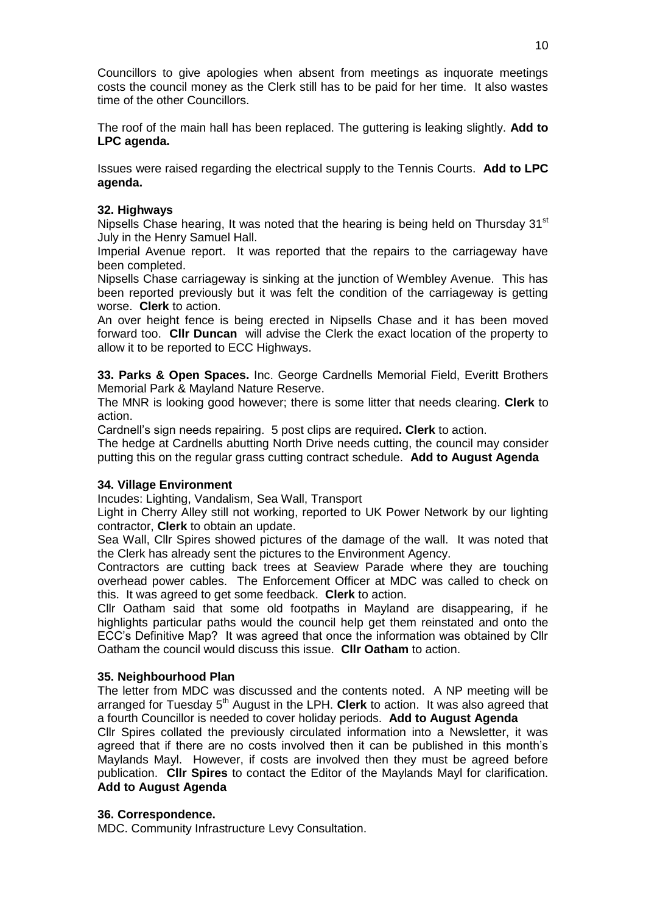Councillors to give apologies when absent from meetings as inquorate meetings costs the council money as the Clerk still has to be paid for her time. It also wastes time of the other Councillors.

The roof of the main hall has been replaced. The guttering is leaking slightly. **Add to LPC agenda.**

Issues were raised regarding the electrical supply to the Tennis Courts. **Add to LPC agenda.**

**32. Highways**

Nipsells Chase hearing, It was noted that the hearing is being held on Thursday 31st July in the Henry Samuel Hall.

Imperial Avenue report. It was reported that the repairs to the carriageway have been completed.

Nipsells Chase carriageway is sinking at the junction of Wembley Avenue. This has been reported previously but it was felt the condition of the carriageway is getting worse. **Clerk** to action.

An over height fence is being erected in Nipsells Chase and it has been moved forward too. **Cllr Duncan** will advise the Clerk the exact location of the property to allow it to be reported to ECC Highways.

**33. Parks & Open Spaces.** Inc. George Cardnells Memorial Field, Everitt Brothers Memorial Park & Mayland Nature Reserve.

The MNR is looking good however; there is some litter that needs clearing. **Clerk** to action.

Cardnell's sign needs repairing. 5 post clips are required**. Clerk** to action.

The hedge at Cardnells abutting North Drive needs cutting, the council may consider putting this on the regular grass cutting contract schedule. **Add to August Agenda**

**34. Village Environment**

Incudes: Lighting, Vandalism, Sea Wall, Transport

Light in Cherry Alley still not working, reported to UK Power Network by our lighting contractor, **Clerk** to obtain an update.

Sea Wall, Cllr Spires showed pictures of the damage of the wall. It was noted that the Clerk has already sent the pictures to the Environment Agency.

Contractors are cutting back trees at Seaview Parade where they are touching overhead power cables. The Enforcement Officer at MDC was called to check on this. It was agreed to get some feedback. **Clerk** to action.

Cllr Oatham said that some old footpaths in Mayland are disappearing, if he highlights particular paths would the council help get them reinstated and onto the ECC's Definitive Map? It was agreed that once the information was obtained by Cllr Oatham the council would discuss this issue. **Cllr Oatham** to action.

**35. Neighbourhood Plan**

The letter from MDC was discussed and the contents noted. A NP meeting will be arranged for Tuesday 5th August in the LPH. **Clerk** to action. It was also agreed that a fourth Councillor is needed to cover holiday periods. **Add to August Agenda**

Cllr Spires collated the previously circulated information into a Newsletter, it was agreed that if there are no costs involved then it can be published in this month's Maylands Mayl. However, if costs are involved then they must be agreed before publication. **Cllr Spires** to contact the Editor of the Maylands Mayl for clarification. **Add to August Agenda**

**36. Correspondence.**

MDC. Community Infrastructure Levy Consultation.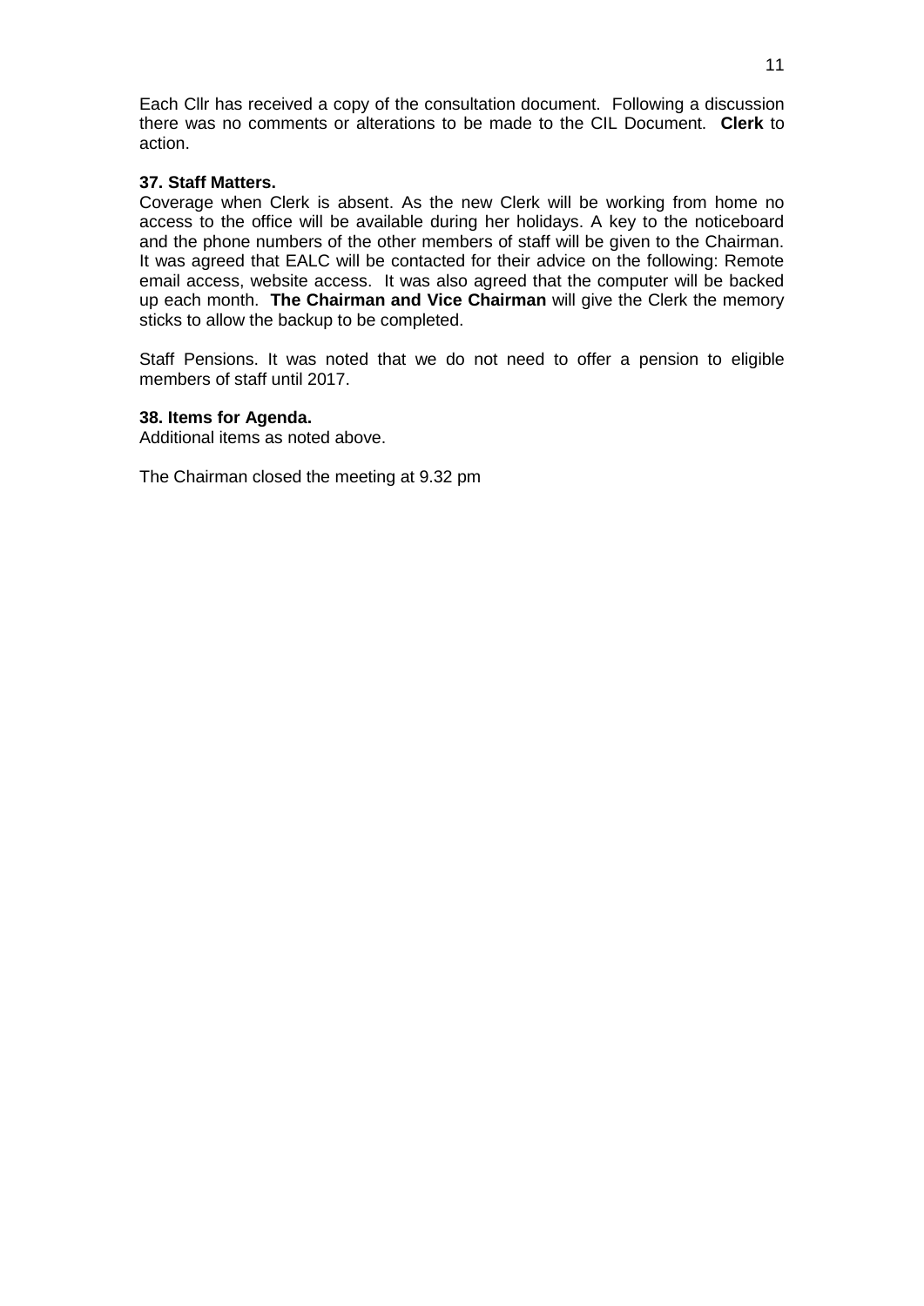Each Cllr has received a copy of the consultation document. Following a discussion there was no comments or alterations to be made to the CIL Document. **Clerk** to action.

**37. Staff Matters.**
Coverage when Clerk is absent. As the new Clerk will be working from home no access to the office will be available during her holidays. A key to the noticeboard and the phone numbers of the other members of staff will be given to the Chairman. It was agreed that EALC will be contacted for their advice on the following: Remote email access, website access. It was also agreed that the computer will be backed up each month. **The Chairman and Vice Chairman** will give the Clerk the memory sticks to allow the backup to be completed.

Staff Pensions. It was noted that we do not need to offer a pension to eligible members of staff until 2017.

**38. Items for Agenda.**
Additional items as noted above.

The Chairman closed the meeting at 9.32 pm